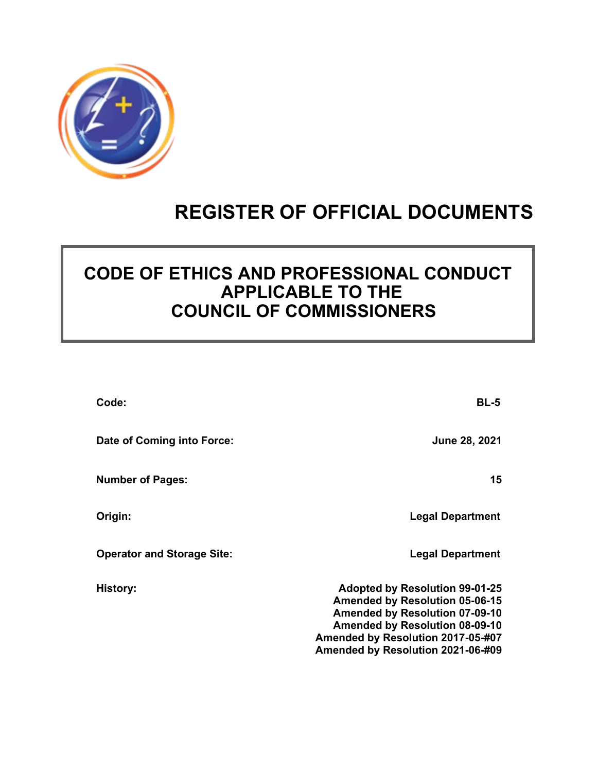# REGISTER OF OFFICIAL DOCUMENTS

## CODE OF ETHICS AND PROFESSIONAL CONDUCT APPLICABLE TO THE COUNCIL OF COMMISSIONERS

| | |
|---|---|
| **Code:** | **BL-5** |
| **Date of Coming into Force:** | **June 28, 2021** |
| **Number of Pages:** | **15** |
| **Origin:** | **Legal Department** |
| **Operator and Storage Site:** | **Legal Department** |
| **History:** | **Adopted by Resolution 99-01-25**<br>**Amended by Resolution 05-06-15**<br>**Amended by Resolution 07-09-10**<br>**Amended by Resolution 08-09-10**<br>**Amended by Resolution 2017-05-#07**<br>**Amended by Resolution 2021-06-#09** |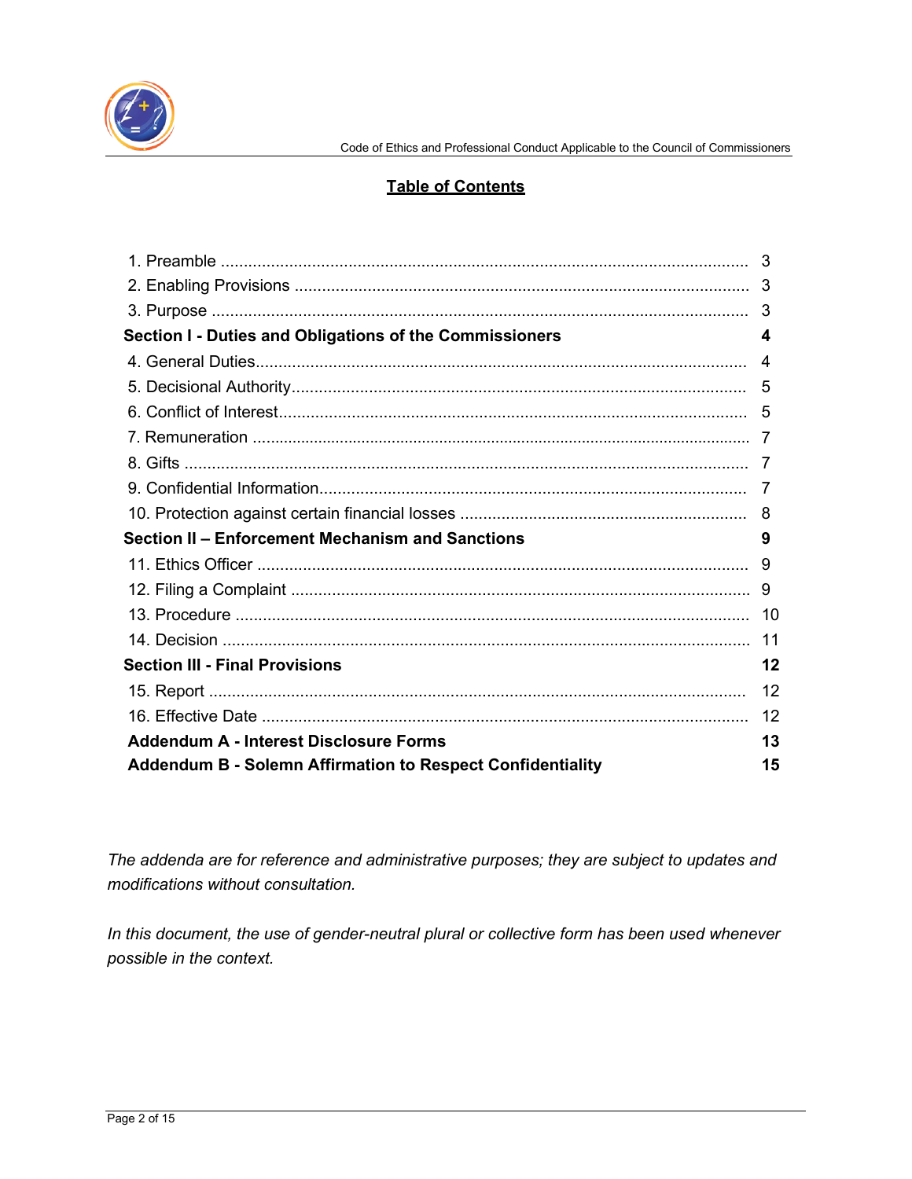## Table of Contents

| | |
|---|---|
| 1. Preamble | 3 |
| 2. Enabling Provisions | 3 |
| 3. Purpose | 3 |
| **Section I - Duties and Obligations of the Commissioners** | **4** |
| 4. General Duties | 4 |
| 5. Decisional Authority | 5 |
| 6. Conflict of Interest | 5 |
| 7. Remuneration | 7 |
| 8. Gifts | 7 |
| 9. Confidential Information | 7 |
| 10. Protection against certain financial losses | 8 |
| **Section II – Enforcement Mechanism and Sanctions** | **9** |
| 11. Ethics Officer | 9 |
| 12. Filing a Complaint | 9 |
| 13. Procedure | 10 |
| 14. Decision | 11 |
| **Section III - Final Provisions** | **12** |
| 15. Report | 12 |
| 16. Effective Date | 12 |
| **Addendum A - Interest Disclosure Forms** | **13** |
| **Addendum B - Solemn Affirmation to Respect Confidentiality** | **15** |

*The addenda are for reference and administrative purposes; they are subject to updates and modifications without consultation.*

*In this document, the use of gender-neutral plural or collective form has been used whenever possible in the context.*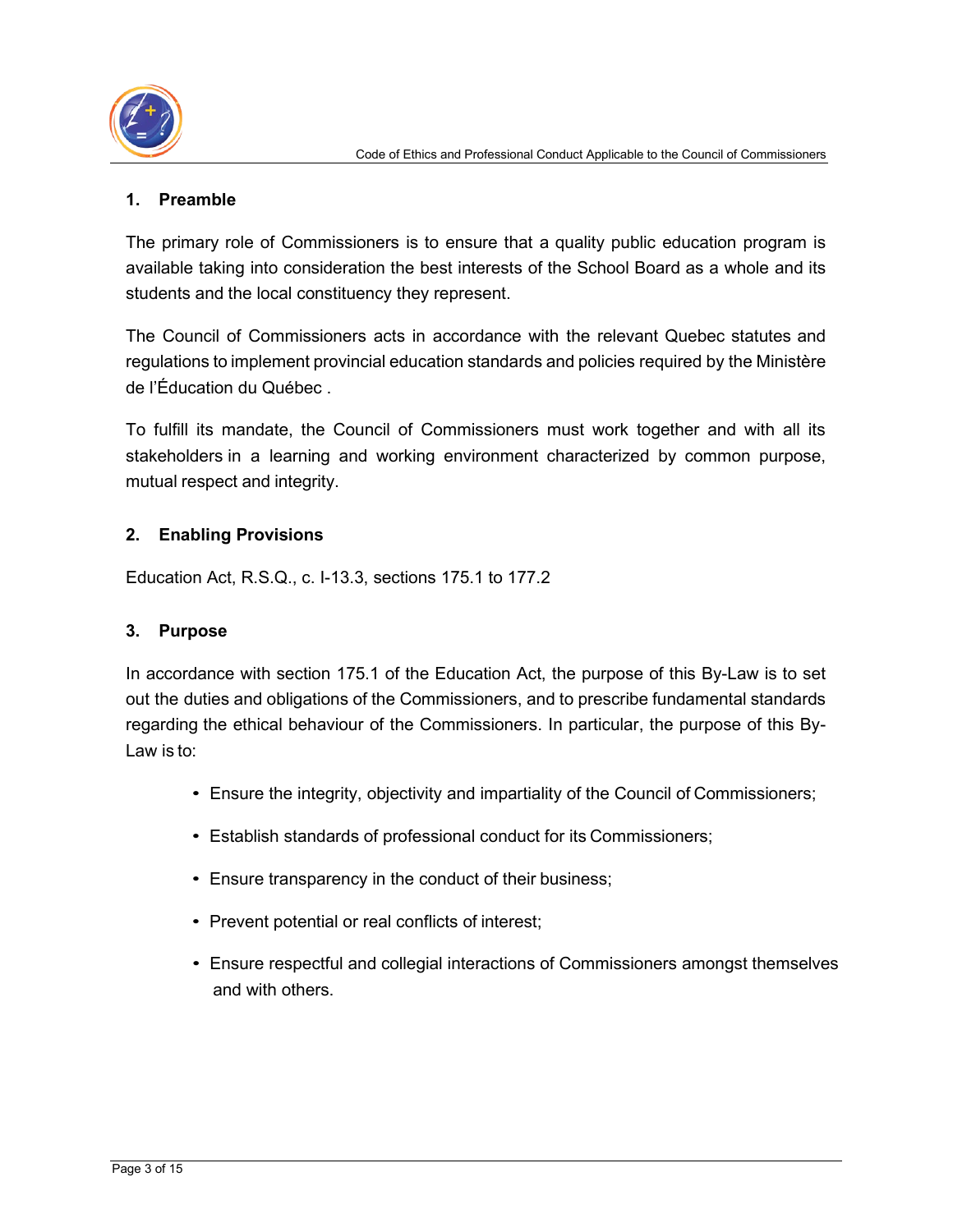## 1. Preamble

The primary role of Commissioners is to ensure that a quality public education program is available taking into consideration the best interests of the School Board as a whole and its students and the local constituency they represent.

The Council of Commissioners acts in accordance with the relevant Quebec statutes and regulations to implement provincial education standards and policies required by the Ministère de l'Éducation du Québec .

To fulfill its mandate, the Council of Commissioners must work together and with all its stakeholders in a learning and working environment characterized by common purpose, mutual respect and integrity.

## 2. Enabling Provisions

Education Act, R.S.Q., c. I-13.3, sections 175.1 to 177.2

## 3. Purpose

In accordance with section 175.1 of the Education Act, the purpose of this By-Law is to set out the duties and obligations of the Commissioners, and to prescribe fundamental standards regarding the ethical behaviour of the Commissioners. In particular, the purpose of this By-Law is to:

- Ensure the integrity, objectivity and impartiality of the Council of Commissioners;
- Establish standards of professional conduct for its Commissioners;
- Ensure transparency in the conduct of their business;
- Prevent potential or real conflicts of interest;
- Ensure respectful and collegial interactions of Commissioners amongst themselves and with others.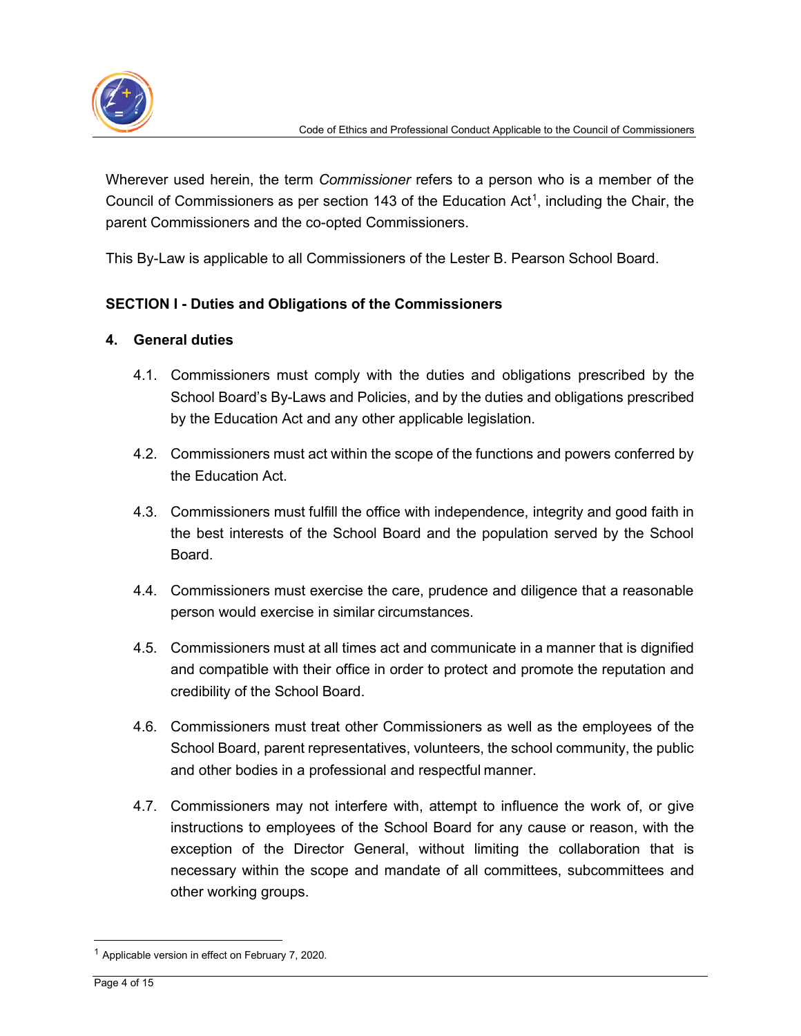Wherever used herein, the term *Commissioner* refers to a person who is a member of the Council of Commissioners as per section 143 of the Education Act[1], including the Chair, the parent Commissioners and the co-opted Commissioners.

This By-Law is applicable to all Commissioners of the Lester B. Pearson School Board.

## SECTION I - Duties and Obligations of the Commissioners

### 4. General duties

4.1. Commissioners must comply with the duties and obligations prescribed by the School Board's By-Laws and Policies, and by the duties and obligations prescribed by the Education Act and any other applicable legislation.

4.2. Commissioners must act within the scope of the functions and powers conferred by the Education Act.

4.3. Commissioners must fulfill the office with independence, integrity and good faith in the best interests of the School Board and the population served by the School Board.

4.4. Commissioners must exercise the care, prudence and diligence that a reasonable person would exercise in similar circumstances.

4.5. Commissioners must at all times act and communicate in a manner that is dignified and compatible with their office in order to protect and promote the reputation and credibility of the School Board.

4.6. Commissioners must treat other Commissioners as well as the employees of the School Board, parent representatives, volunteers, the school community, the public and other bodies in a professional and respectful manner.

4.7. Commissioners may not interfere with, attempt to influence the work of, or give instructions to employees of the School Board for any cause or reason, with the exception of the Director General, without limiting the collaboration that is necessary within the scope and mandate of all committees, subcommittees and other working groups.

---

[1] Applicable version in effect on February 7, 2020.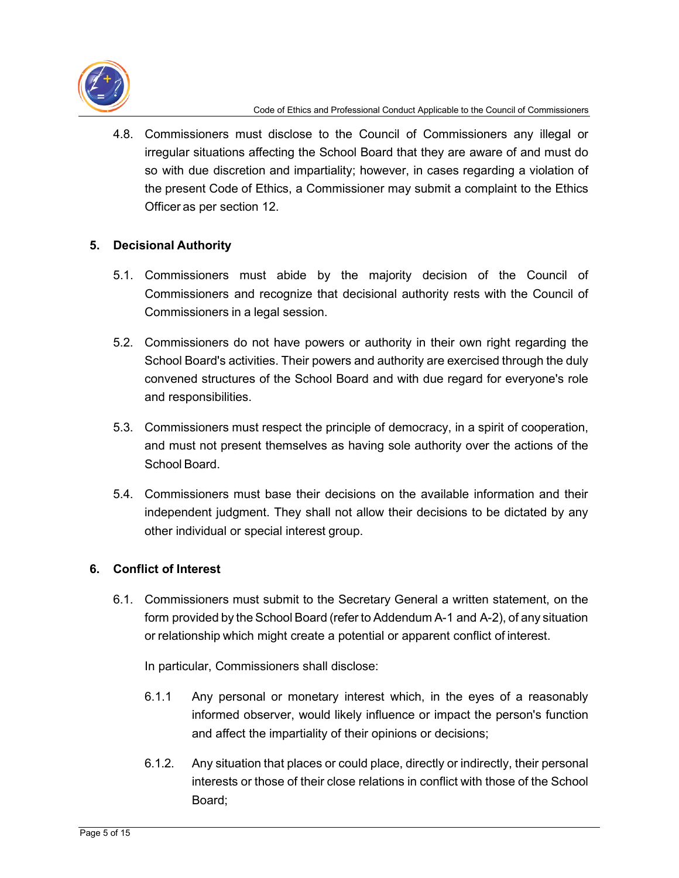4.8. Commissioners must disclose to the Council of Commissioners any illegal or irregular situations affecting the School Board that they are aware of and must do so with due discretion and impartiality; however, in cases regarding a violation of the present Code of Ethics, a Commissioner may submit a complaint to the Ethics Officer as per section 12.

## 5. Decisional Authority

5.1. Commissioners must abide by the majority decision of the Council of Commissioners and recognize that decisional authority rests with the Council of Commissioners in a legal session.

5.2. Commissioners do not have powers or authority in their own right regarding the School Board's activities. Their powers and authority are exercised through the duly convened structures of the School Board and with due regard for everyone's role and responsibilities.

5.3. Commissioners must respect the principle of democracy, in a spirit of cooperation, and must not present themselves as having sole authority over the actions of the School Board.

5.4. Commissioners must base their decisions on the available information and their independent judgment. They shall not allow their decisions to be dictated by any other individual or special interest group.

## 6. Conflict of Interest

6.1. Commissioners must submit to the Secretary General a written statement, on the form provided by the School Board (refer to Addendum A-1 and A-2), of any situation or relationship which might create a potential or apparent conflict of interest.

In particular, Commissioners shall disclose:

6.1.1 Any personal or monetary interest which, in the eyes of a reasonably informed observer, would likely influence or impact the person's function and affect the impartiality of their opinions or decisions;

6.1.2. Any situation that places or could place, directly or indirectly, their personal interests or those of their close relations in conflict with those of the School Board;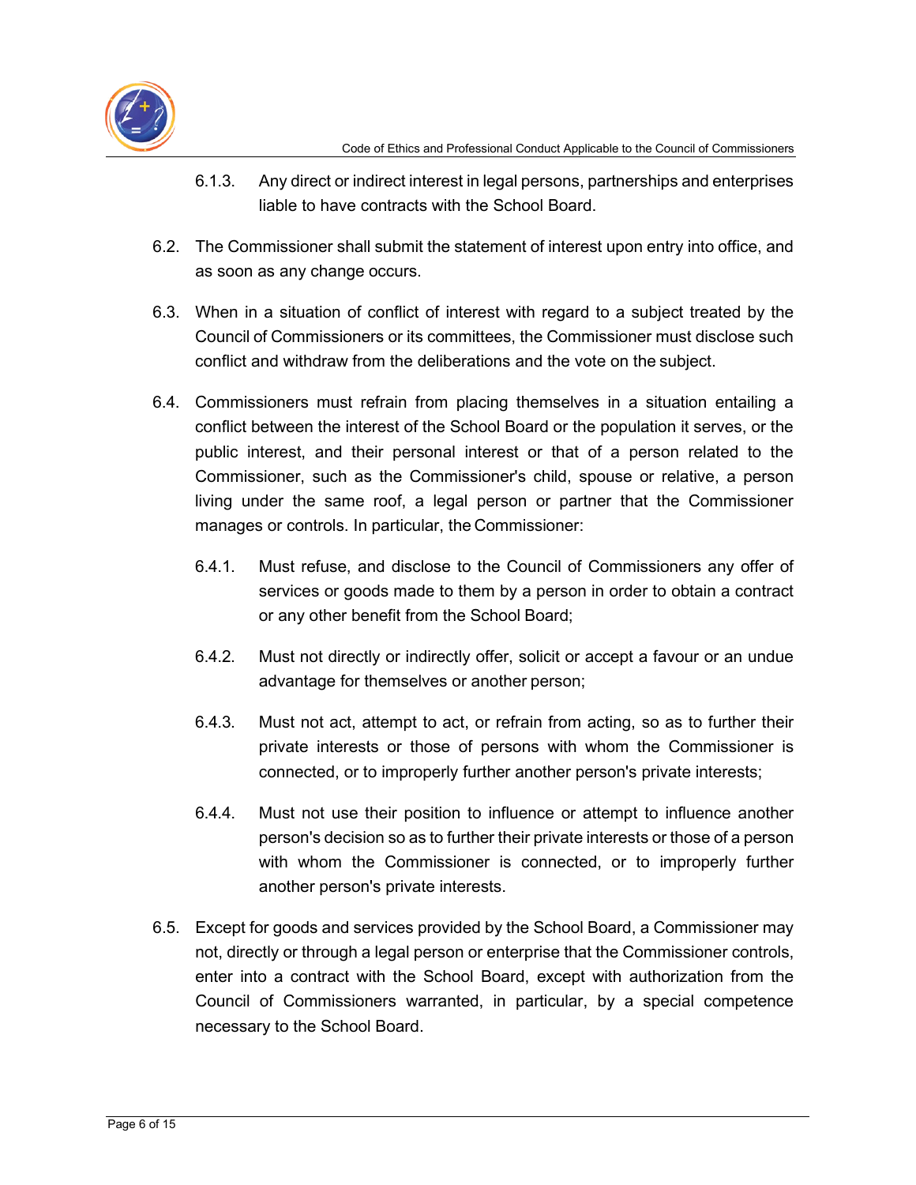6.1.3. Any direct or indirect interest in legal persons, partnerships and enterprises liable to have contracts with the School Board.

6.2. The Commissioner shall submit the statement of interest upon entry into office, and as soon as any change occurs.

6.3. When in a situation of conflict of interest with regard to a subject treated by the Council of Commissioners or its committees, the Commissioner must disclose such conflict and withdraw from the deliberations and the vote on the subject.

6.4. Commissioners must refrain from placing themselves in a situation entailing a conflict between the interest of the School Board or the population it serves, or the public interest, and their personal interest or that of a person related to the Commissioner, such as the Commissioner's child, spouse or relative, a person living under the same roof, a legal person or partner that the Commissioner manages or controls. In particular, the Commissioner:

6.4.1. Must refuse, and disclose to the Council of Commissioners any offer of services or goods made to them by a person in order to obtain a contract or any other benefit from the School Board;

6.4.2. Must not directly or indirectly offer, solicit or accept a favour or an undue advantage for themselves or another person;

6.4.3. Must not act, attempt to act, or refrain from acting, so as to further their private interests or those of persons with whom the Commissioner is connected, or to improperly further another person's private interests;

6.4.4. Must not use their position to influence or attempt to influence another person's decision so as to further their private interests or those of a person with whom the Commissioner is connected, or to improperly further another person's private interests.

6.5. Except for goods and services provided by the School Board, a Commissioner may not, directly or through a legal person or enterprise that the Commissioner controls, enter into a contract with the School Board, except with authorization from the Council of Commissioners warranted, in particular, by a special competence necessary to the School Board.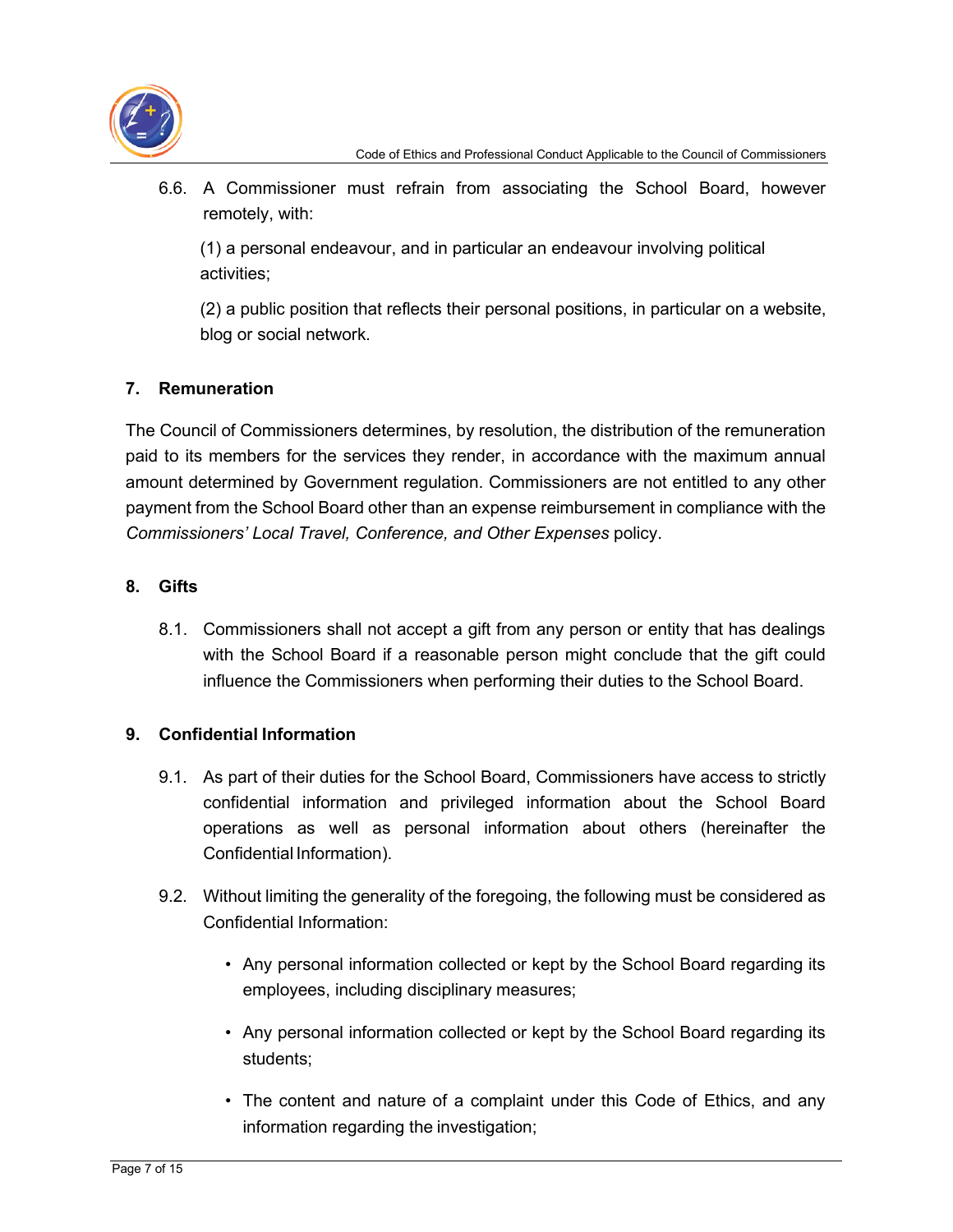6.6. A Commissioner must refrain from associating the School Board, however remotely, with:

(1) a personal endeavour, and in particular an endeavour involving political activities;

(2) a public position that reflects their personal positions, in particular on a website, blog or social network.

## 7. Remuneration

The Council of Commissioners determines, by resolution, the distribution of the remuneration paid to its members for the services they render, in accordance with the maximum annual amount determined by Government regulation. Commissioners are not entitled to any other payment from the School Board other than an expense reimbursement in compliance with the *Commissioners' Local Travel, Conference, and Other Expenses* policy.

## 8. Gifts

8.1. Commissioners shall not accept a gift from any person or entity that has dealings with the School Board if a reasonable person might conclude that the gift could influence the Commissioners when performing their duties to the School Board.

## 9. Confidential Information

9.1. As part of their duties for the School Board, Commissioners have access to strictly confidential information and privileged information about the School Board operations as well as personal information about others (hereinafter the Confidential Information).

9.2. Without limiting the generality of the foregoing, the following must be considered as Confidential Information:

- Any personal information collected or kept by the School Board regarding its employees, including disciplinary measures;
- Any personal information collected or kept by the School Board regarding its students;
- The content and nature of a complaint under this Code of Ethics, and any information regarding the investigation;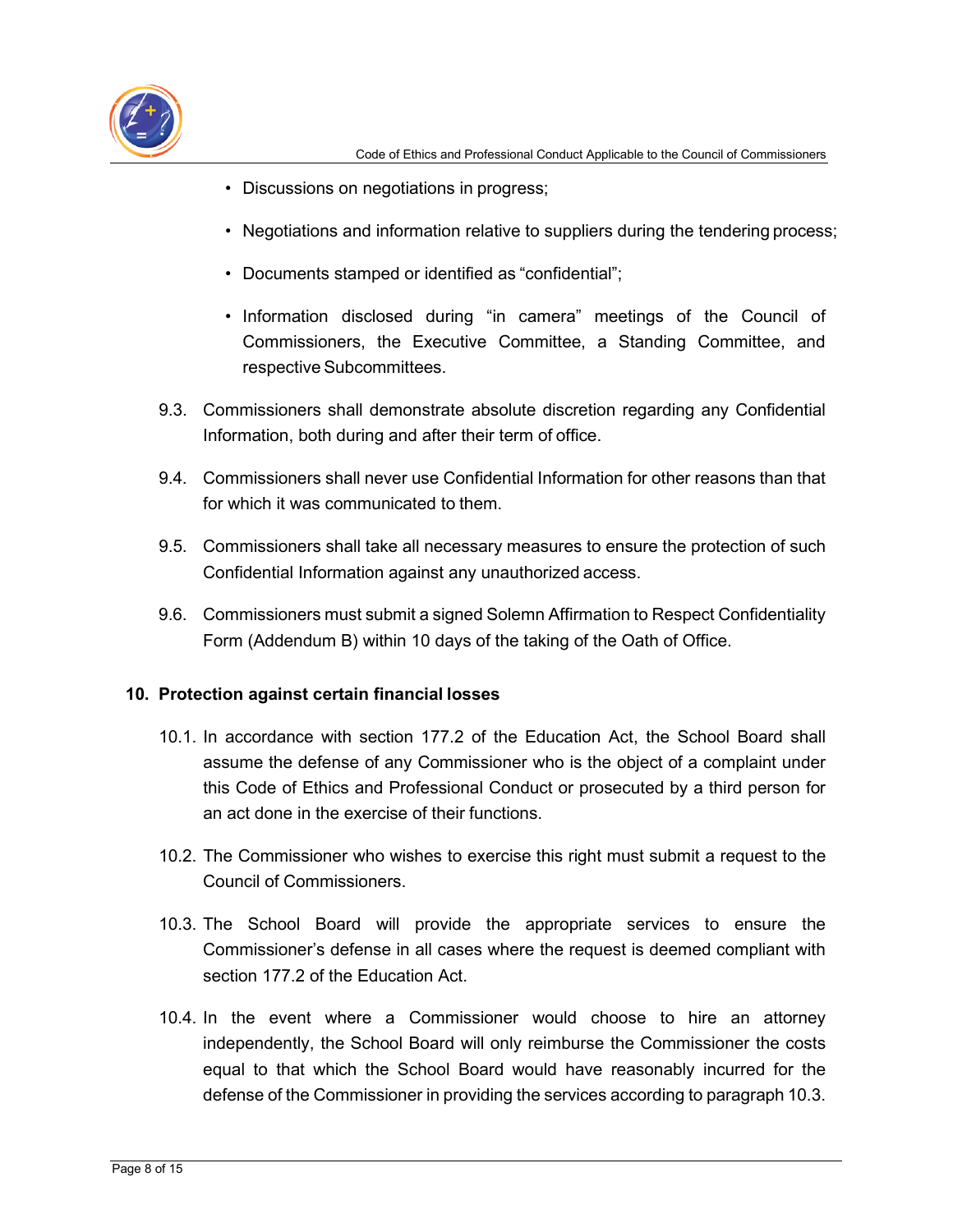- Discussions on negotiations in progress;
- Negotiations and information relative to suppliers during the tendering process;
- Documents stamped or identified as "confidential";
- Information disclosed during "in camera" meetings of the Council of Commissioners, the Executive Committee, a Standing Committee, and respective Subcommittees.

9.3. Commissioners shall demonstrate absolute discretion regarding any Confidential Information, both during and after their term of office.

9.4. Commissioners shall never use Confidential Information for other reasons than that for which it was communicated to them.

9.5. Commissioners shall take all necessary measures to ensure the protection of such Confidential Information against any unauthorized access.

9.6. Commissioners must submit a signed Solemn Affirmation to Respect Confidentiality Form (Addendum B) within 10 days of the taking of the Oath of Office.

## 10. Protection against certain financial losses

10.1. In accordance with section 177.2 of the Education Act, the School Board shall assume the defense of any Commissioner who is the object of a complaint under this Code of Ethics and Professional Conduct or prosecuted by a third person for an act done in the exercise of their functions.

10.2. The Commissioner who wishes to exercise this right must submit a request to the Council of Commissioners.

10.3. The School Board will provide the appropriate services to ensure the Commissioner's defense in all cases where the request is deemed compliant with section 177.2 of the Education Act.

10.4. In the event where a Commissioner would choose to hire an attorney independently, the School Board will only reimburse the Commissioner the costs equal to that which the School Board would have reasonably incurred for the defense of the Commissioner in providing the services according to paragraph 10.3.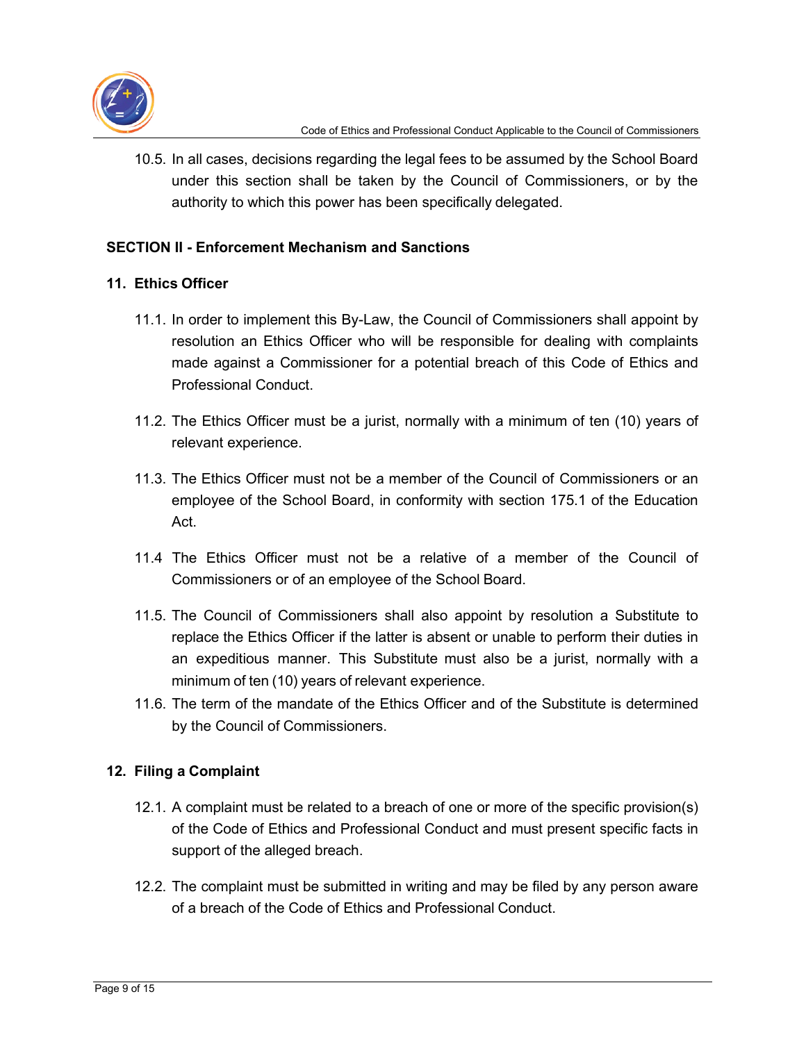10.5. In all cases, decisions regarding the legal fees to be assumed by the School Board under this section shall be taken by the Council of Commissioners, or by the authority to which this power has been specifically delegated.

**SECTION II - Enforcement Mechanism and Sanctions**

**11. Ethics Officer**

11.1. In order to implement this By-Law, the Council of Commissioners shall appoint by resolution an Ethics Officer who will be responsible for dealing with complaints made against a Commissioner for a potential breach of this Code of Ethics and Professional Conduct.

11.2. The Ethics Officer must be a jurist, normally with a minimum of ten (10) years of relevant experience.

11.3. The Ethics Officer must not be a member of the Council of Commissioners or an employee of the School Board, in conformity with section 175.1 of the Education Act.

11.4 The Ethics Officer must not be a relative of a member of the Council of Commissioners or of an employee of the School Board.

11.5. The Council of Commissioners shall also appoint by resolution a Substitute to replace the Ethics Officer if the latter is absent or unable to perform their duties in an expeditious manner. This Substitute must also be a jurist, normally with a minimum of ten (10) years of relevant experience.

11.6. The term of the mandate of the Ethics Officer and of the Substitute is determined by the Council of Commissioners.

**12. Filing a Complaint**

12.1. A complaint must be related to a breach of one or more of the specific provision(s) of the Code of Ethics and Professional Conduct and must present specific facts in support of the alleged breach.

12.2. The complaint must be submitted in writing and may be filed by any person aware of a breach of the Code of Ethics and Professional Conduct.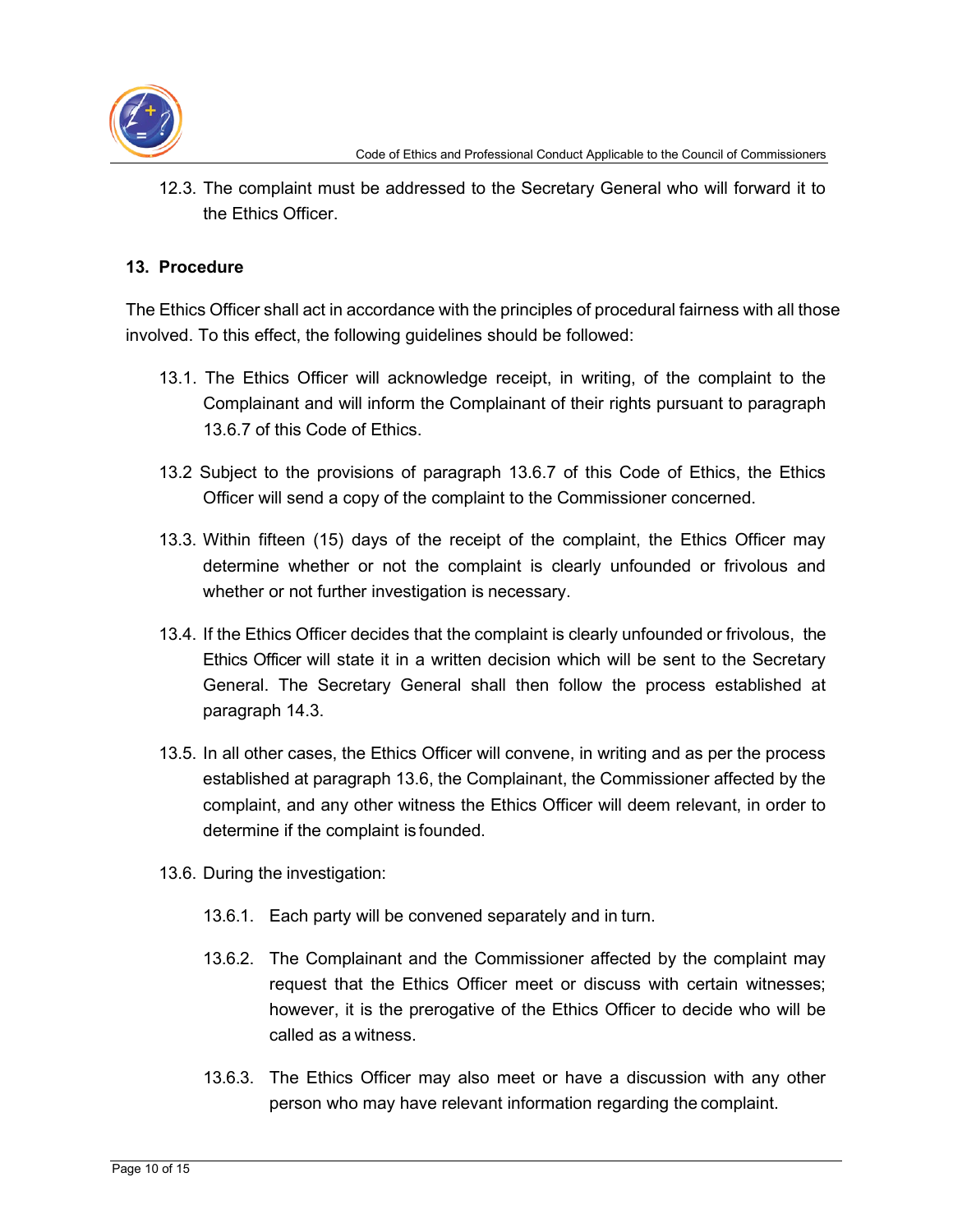12.3. The complaint must be addressed to the Secretary General who will forward it to the Ethics Officer.

## 13. Procedure

The Ethics Officer shall act in accordance with the principles of procedural fairness with all those involved. To this effect, the following guidelines should be followed:

13.1. The Ethics Officer will acknowledge receipt, in writing, of the complaint to the Complainant and will inform the Complainant of their rights pursuant to paragraph 13.6.7 of this Code of Ethics.

13.2 Subject to the provisions of paragraph 13.6.7 of this Code of Ethics, the Ethics Officer will send a copy of the complaint to the Commissioner concerned.

13.3. Within fifteen (15) days of the receipt of the complaint, the Ethics Officer may determine whether or not the complaint is clearly unfounded or frivolous and whether or not further investigation is necessary.

13.4. If the Ethics Officer decides that the complaint is clearly unfounded or frivolous, the Ethics Officer will state it in a written decision which will be sent to the Secretary General. The Secretary General shall then follow the process established at paragraph 14.3.

13.5. In all other cases, the Ethics Officer will convene, in writing and as per the process established at paragraph 13.6, the Complainant, the Commissioner affected by the complaint, and any other witness the Ethics Officer will deem relevant, in order to determine if the complaint is founded.

13.6. During the investigation:

13.6.1. Each party will be convened separately and in turn.

13.6.2. The Complainant and the Commissioner affected by the complaint may request that the Ethics Officer meet or discuss with certain witnesses; however, it is the prerogative of the Ethics Officer to decide who will be called as a witness.

13.6.3. The Ethics Officer may also meet or have a discussion with any other person who may have relevant information regarding the complaint.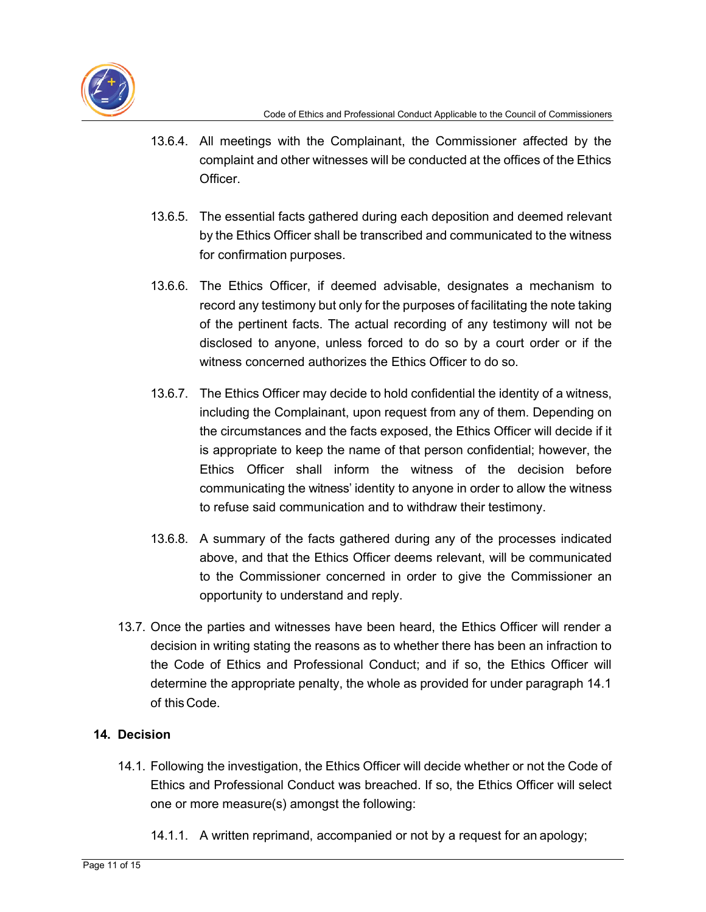13.6.4. All meetings with the Complainant, the Commissioner affected by the complaint and other witnesses will be conducted at the offices of the Ethics Officer.

13.6.5. The essential facts gathered during each deposition and deemed relevant by the Ethics Officer shall be transcribed and communicated to the witness for confirmation purposes.

13.6.6. The Ethics Officer, if deemed advisable, designates a mechanism to record any testimony but only for the purposes of facilitating the note taking of the pertinent facts. The actual recording of any testimony will not be disclosed to anyone, unless forced to do so by a court order or if the witness concerned authorizes the Ethics Officer to do so.

13.6.7. The Ethics Officer may decide to hold confidential the identity of a witness, including the Complainant, upon request from any of them. Depending on the circumstances and the facts exposed, the Ethics Officer will decide if it is appropriate to keep the name of that person confidential; however, the Ethics Officer shall inform the witness of the decision before communicating the witness' identity to anyone in order to allow the witness to refuse said communication and to withdraw their testimony.

13.6.8. A summary of the facts gathered during any of the processes indicated above, and that the Ethics Officer deems relevant, will be communicated to the Commissioner concerned in order to give the Commissioner an opportunity to understand and reply.

13.7. Once the parties and witnesses have been heard, the Ethics Officer will render a decision in writing stating the reasons as to whether there has been an infraction to the Code of Ethics and Professional Conduct; and if so, the Ethics Officer will determine the appropriate penalty, the whole as provided for under paragraph 14.1 of this Code.

## 14. Decision

14.1. Following the investigation, the Ethics Officer will decide whether or not the Code of Ethics and Professional Conduct was breached. If so, the Ethics Officer will select one or more measure(s) amongst the following:

14.1.1. A written reprimand, accompanied or not by a request for an apology;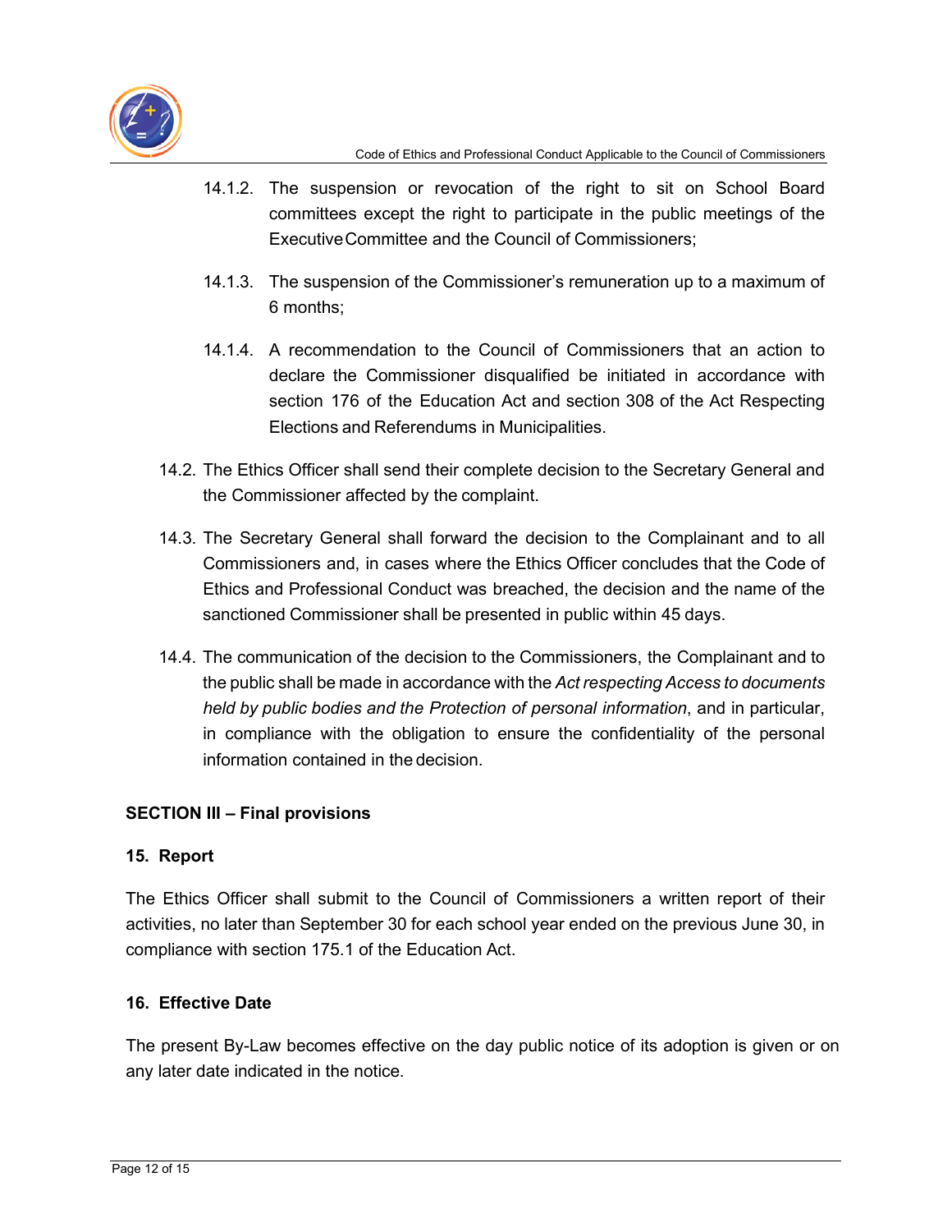14.1.2. The suspension or revocation of the right to sit on School Board committees except the right to participate in the public meetings of the Executive Committee and the Council of Commissioners;

14.1.3. The suspension of the Commissioner's remuneration up to a maximum of 6 months;

14.1.4. A recommendation to the Council of Commissioners that an action to declare the Commissioner disqualified be initiated in accordance with section 176 of the Education Act and section 308 of the Act Respecting Elections and Referendums in Municipalities.

14.2. The Ethics Officer shall send their complete decision to the Secretary General and the Commissioner affected by the complaint.

14.3. The Secretary General shall forward the decision to the Complainant and to all Commissioners and, in cases where the Ethics Officer concludes that the Code of Ethics and Professional Conduct was breached, the decision and the name of the sanctioned Commissioner shall be presented in public within 45 days.

14.4. The communication of the decision to the Commissioners, the Complainant and to the public shall be made in accordance with the *Act respecting Access to documents held by public bodies and the Protection of personal information*, and in particular, in compliance with the obligation to ensure the confidentiality of the personal information contained in the decision.

## SECTION III – Final provisions

### 15. Report

The Ethics Officer shall submit to the Council of Commissioners a written report of their activities, no later than September 30 for each school year ended on the previous June 30, in compliance with section 175.1 of the Education Act.

### 16. Effective Date

The present By-Law becomes effective on the day public notice of its adoption is given or on any later date indicated in the notice.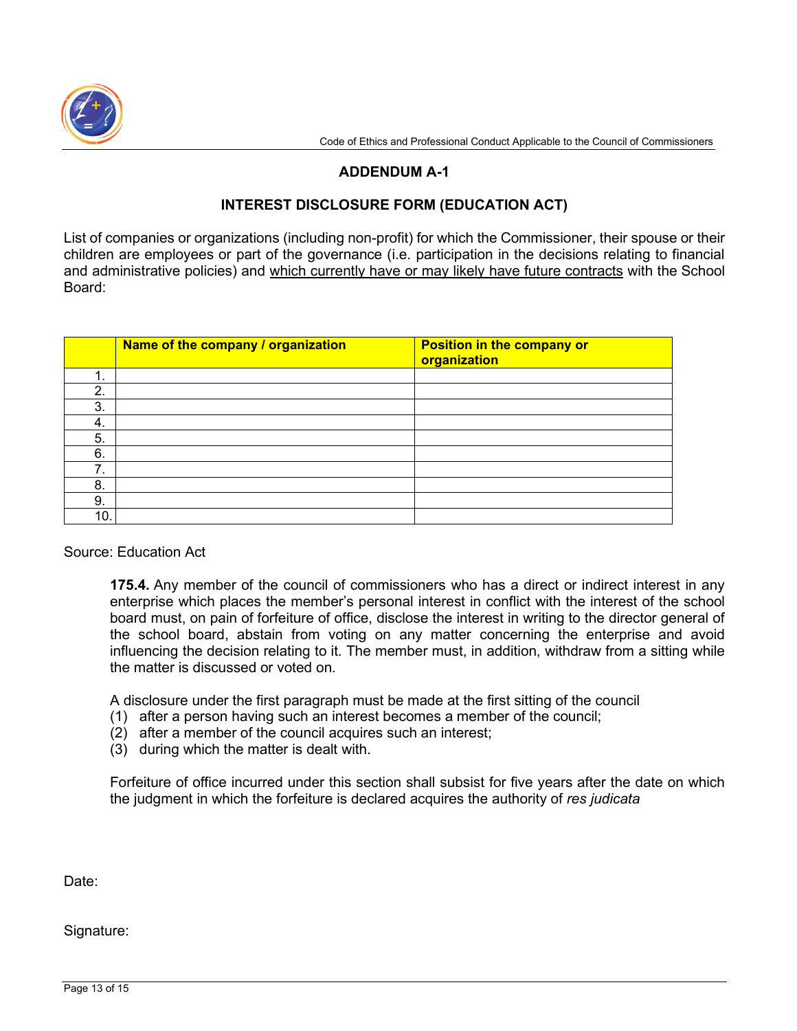## ADDENDUM A-1

### INTEREST DISCLOSURE FORM (EDUCATION ACT)

List of companies or organizations (including non-profit) for which the Commissioner, their spouse or their children are employees or part of the governance (i.e. participation in the decisions relating to financial and administrative policies) and which currently have or may likely have future contracts with the School Board:

| | Name of the company / organization | Position in the company or organization |
|---|---|---|
| 1. | | |
| 2. | | |
| 3. | | |
| 4. | | |
| 5. | | |
| 6. | | |
| 7. | | |
| 8. | | |
| 9. | | |
| 10. | | |

Source: Education Act

> **175.4.** Any member of the council of commissioners who has a direct or indirect interest in any enterprise which places the member's personal interest in conflict with the interest of the school board must, on pain of forfeiture of office, disclose the interest in writing to the director general of the school board, abstain from voting on any matter concerning the enterprise and avoid influencing the decision relating to it. The member must, in addition, withdraw from a sitting while the matter is discussed or voted on.
>
> A disclosure under the first paragraph must be made at the first sitting of the council
> (1) after a person having such an interest becomes a member of the council;
> (2) after a member of the council acquires such an interest;
> (3) during which the matter is dealt with.
>
> Forfeiture of office incurred under this section shall subsist for five years after the date on which the judgment in which the forfeiture is declared acquires the authority of *res judicata*

Date:

Signature: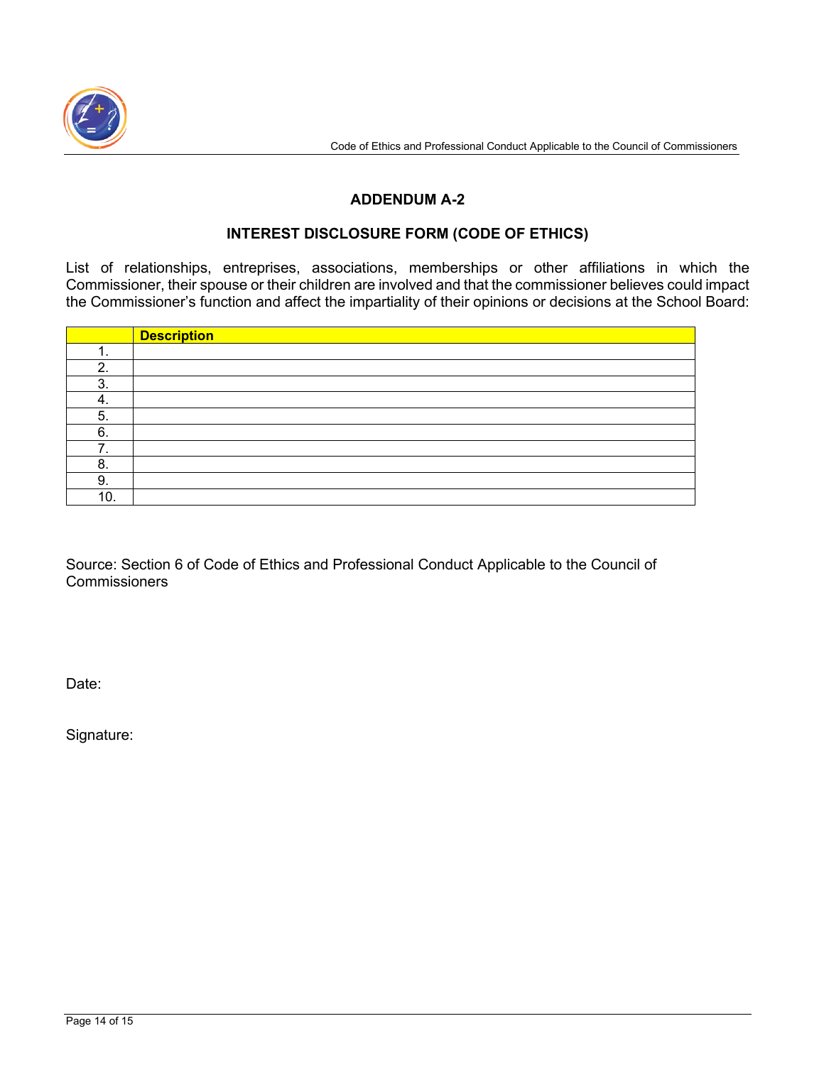## ADDENDUM A-2

## INTEREST DISCLOSURE FORM (CODE OF ETHICS)

List of relationships, entreprises, associations, memberships or other affiliations in which the Commissioner, their spouse or their children are involved and that the commissioner believes could impact the Commissioner's function and affect the impartiality of their opinions or decisions at the School Board:

| | **Description** |
|---|---|
| 1. | |
| 2. | |
| 3. | |
| 4. | |
| 5. | |
| 6. | |
| 7. | |
| 8. | |
| 9. | |
| 10. | |

Source: Section 6 of Code of Ethics and Professional Conduct Applicable to the Council of Commissioners

Date:

Signature: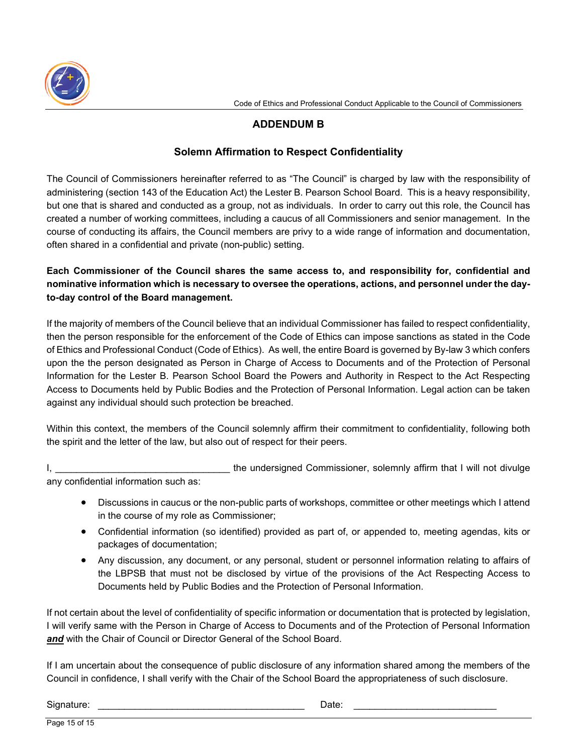## ADDENDUM B

### Solemn Affirmation to Respect Confidentiality

The Council of Commissioners hereinafter referred to as "The Council" is charged by law with the responsibility of administering (section 143 of the Education Act) the Lester B. Pearson School Board. This is a heavy responsibility, but one that is shared and conducted as a group, not as individuals. In order to carry out this role, the Council has created a number of working committees, including a caucus of all Commissioners and senior management. In the course of conducting its affairs, the Council members are privy to a wide range of information and documentation, often shared in a confidential and private (non-public) setting.

**Each Commissioner of the Council shares the same access to, and responsibility for, confidential and nominative information which is necessary to oversee the operations, actions, and personnel under the day-to-day control of the Board management.**

If the majority of members of the Council believe that an individual Commissioner has failed to respect confidentiality, then the person responsible for the enforcement of the Code of Ethics can impose sanctions as stated in the Code of Ethics and Professional Conduct (Code of Ethics). As well, the entire Board is governed by By-law 3 which confers upon the the person designated as Person in Charge of Access to Documents and of the Protection of Personal Information for the Lester B. Pearson School Board the Powers and Authority in Respect to the Act Respecting Access to Documents held by Public Bodies and the Protection of Personal Information. Legal action can be taken against any individual should such protection be breached.

Within this context, the members of the Council solemnly affirm their commitment to confidentiality, following both the spirit and the letter of the law, but also out of respect for their peers.

I, ________________________________ the undersigned Commissioner, solemnly affirm that I will not divulge any confidential information such as:

- Discussions in caucus or the non-public parts of workshops, committee or other meetings which I attend in the course of my role as Commissioner;
- Confidential information (so identified) provided as part of, or appended to, meeting agendas, kits or packages of documentation;
- Any discussion, any document, or any personal, student or personnel information relating to affairs of the LBPSB that must not be disclosed by virtue of the provisions of the Act Respecting Access to Documents held by Public Bodies and the Protection of Personal Information.

If not certain about the level of confidentiality of specific information or documentation that is protected by legislation, I will verify same with the Person in Charge of Access to Documents and of the Protection of Personal Information ***and*** with the Chair of Council or Director General of the School Board.

If I am uncertain about the consequence of public disclosure of any information shared among the members of the Council in confidence, I shall verify with the Chair of the School Board the appropriateness of such disclosure.

Signature: ______________________________________ Date: __________________________